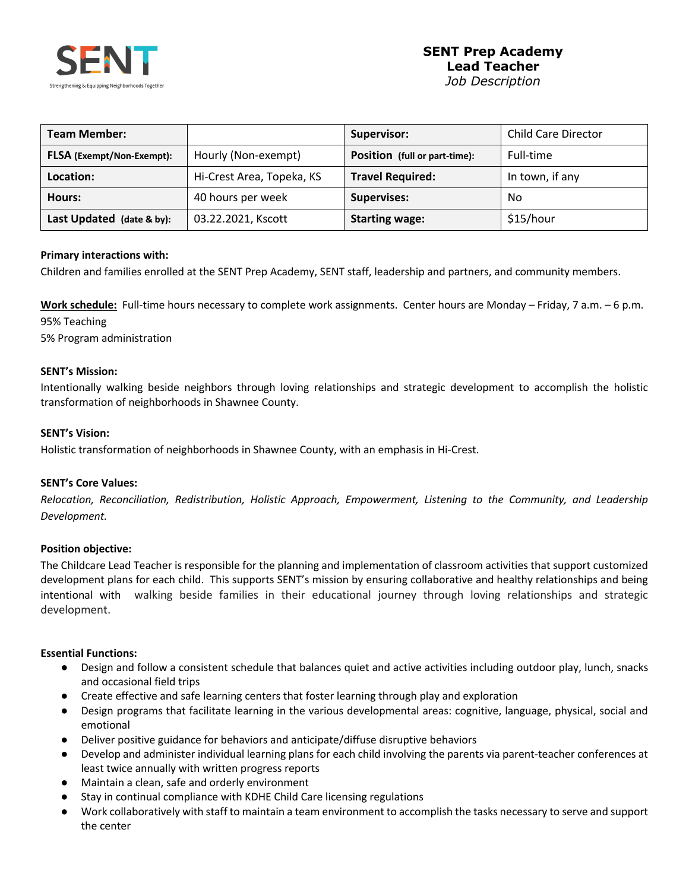SENT
Strengthening & Equipping Neighborhoods Together

# SENT Prep Academy
## Lead Teacher
*Job Description*

| Team Member: | | Supervisor: | Child Care Director |
|---|---|---|---|
| FLSA (Exempt/Non-Exempt): | Hourly (Non-exempt) | Position (full or part-time): | Full-time |
| Location: | Hi-Crest Area, Topeka, KS | Travel Required: | In town, if any |
| Hours: | 40 hours per week | Supervises: | No |
| Last Updated (date & by): | 03.22.2021, Kscott | Starting wage: | $15/hour |

**Primary interactions with:**
Children and families enrolled at the SENT Prep Academy, SENT staff, leadership and partners, and community members.

**Work schedule:** Full-time hours necessary to complete work assignments. Center hours are Monday – Friday, 7 a.m. – 6 p.m.
95% Teaching
5% Program administration

**SENT's Mission:**
Intentionally walking beside neighbors through loving relationships and strategic development to accomplish the holistic transformation of neighborhoods in Shawnee County.

**SENT's Vision:**
Holistic transformation of neighborhoods in Shawnee County, with an emphasis in Hi-Crest.

**SENT's Core Values:**
*Relocation, Reconciliation, Redistribution, Holistic Approach, Empowerment, Listening to the Community, and Leadership Development.*

**Position objective:**
The Childcare Lead Teacher is responsible for the planning and implementation of classroom activities that support customized development plans for each child. This supports SENT's mission by ensuring collaborative and healthy relationships and being intentional with walking beside families in their educational journey through loving relationships and strategic development.

**Essential Functions:**

- Design and follow a consistent schedule that balances quiet and active activities including outdoor play, lunch, snacks and occasional field trips
- Create effective and safe learning centers that foster learning through play and exploration
- Design programs that facilitate learning in the various developmental areas: cognitive, language, physical, social and emotional
- Deliver positive guidance for behaviors and anticipate/diffuse disruptive behaviors
- Develop and administer individual learning plans for each child involving the parents via parent-teacher conferences at least twice annually with written progress reports
- Maintain a clean, safe and orderly environment
- Stay in continual compliance with KDHE Child Care licensing regulations
- Work collaboratively with staff to maintain a team environment to accomplish the tasks necessary to serve and support the center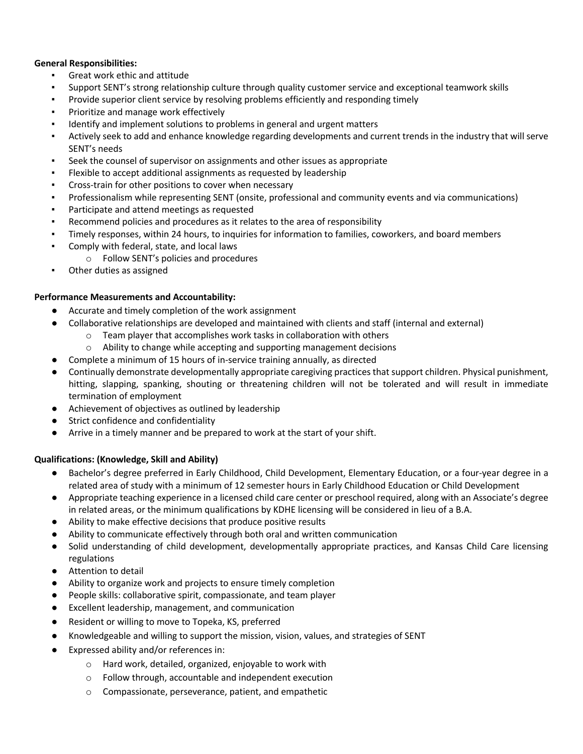**General Responsibilities:**

- Great work ethic and attitude
- Support SENT's strong relationship culture through quality customer service and exceptional teamwork skills
- Provide superior client service by resolving problems efficiently and responding timely
- Prioritize and manage work effectively
- Identify and implement solutions to problems in general and urgent matters
- Actively seek to add and enhance knowledge regarding developments and current trends in the industry that will serve SENT's needs
- Seek the counsel of supervisor on assignments and other issues as appropriate
- Flexible to accept additional assignments as requested by leadership
- Cross-train for other positions to cover when necessary
- Professionalism while representing SENT (onsite, professional and community events and via communications)
- Participate and attend meetings as requested
- Recommend policies and procedures as it relates to the area of responsibility
- Timely responses, within 24 hours, to inquiries for information to families, coworkers, and board members
- Comply with federal, state, and local laws
  - Follow SENT's policies and procedures
- Other duties as assigned

**Performance Measurements and Accountability:**

- Accurate and timely completion of the work assignment
- Collaborative relationships are developed and maintained with clients and staff (internal and external)
  - Team player that accomplishes work tasks in collaboration with others
  - Ability to change while accepting and supporting management decisions
- Complete a minimum of 15 hours of in-service training annually, as directed
- Continually demonstrate developmentally appropriate caregiving practices that support children. Physical punishment, hitting, slapping, spanking, shouting or threatening children will not be tolerated and will result in immediate termination of employment
- Achievement of objectives as outlined by leadership
- Strict confidence and confidentiality
- Arrive in a timely manner and be prepared to work at the start of your shift.

**Qualifications: (Knowledge, Skill and Ability)**

- Bachelor's degree preferred in Early Childhood, Child Development, Elementary Education, or a four-year degree in a related area of study with a minimum of 12 semester hours in Early Childhood Education or Child Development
- Appropriate teaching experience in a licensed child care center or preschool required, along with an Associate's degree in related areas, or the minimum qualifications by KDHE licensing will be considered in lieu of a B.A.
- Ability to make effective decisions that produce positive results
- Ability to communicate effectively through both oral and written communication
- Solid understanding of child development, developmentally appropriate practices, and Kansas Child Care licensing regulations
- Attention to detail
- Ability to organize work and projects to ensure timely completion
- People skills: collaborative spirit, compassionate, and team player
- Excellent leadership, management, and communication
- Resident or willing to move to Topeka, KS, preferred
- Knowledgeable and willing to support the mission, vision, values, and strategies of SENT
- Expressed ability and/or references in:
  - Hard work, detailed, organized, enjoyable to work with
  - Follow through, accountable and independent execution
  - Compassionate, perseverance, patient, and empathetic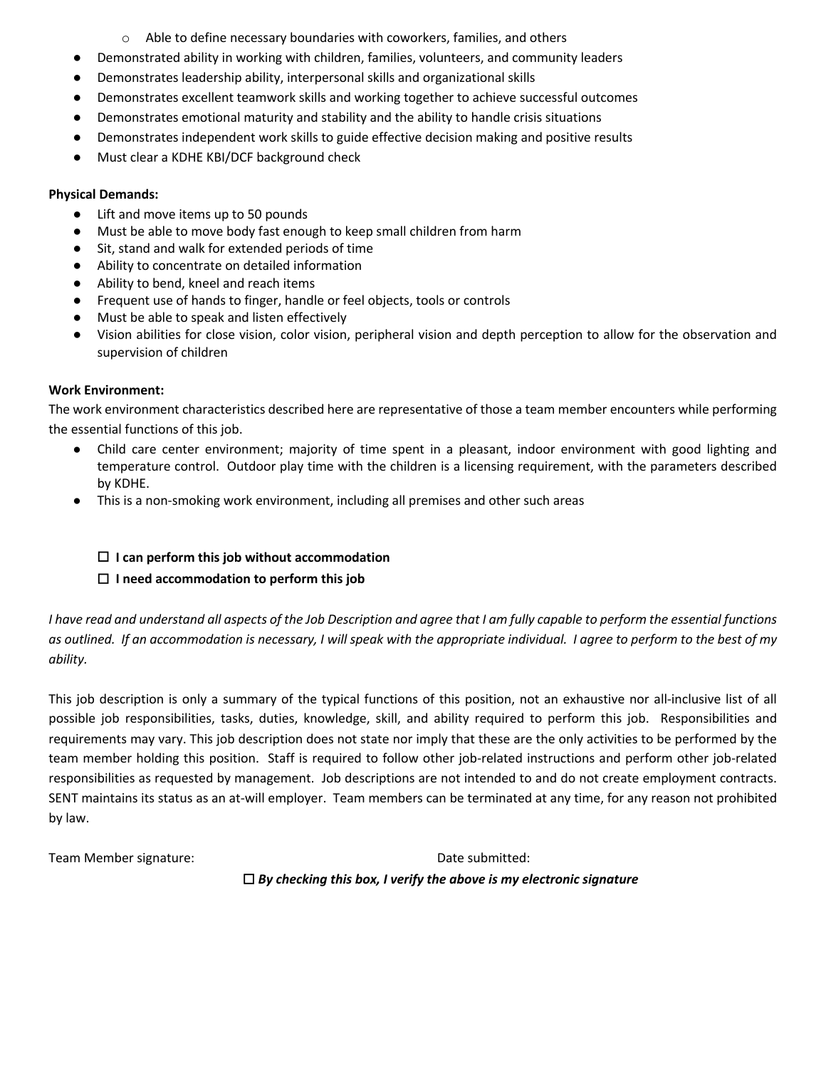- Able to define necessary boundaries with coworkers, families, and others
- Demonstrated ability in working with children, families, volunteers, and community leaders
- Demonstrates leadership ability, interpersonal skills and organizational skills
- Demonstrates excellent teamwork skills and working together to achieve successful outcomes
- Demonstrates emotional maturity and stability and the ability to handle crisis situations
- Demonstrates independent work skills to guide effective decision making and positive results
- Must clear a KDHE KBI/DCF background check

**Physical Demands:**

- Lift and move items up to 50 pounds
- Must be able to move body fast enough to keep small children from harm
- Sit, stand and walk for extended periods of time
- Ability to concentrate on detailed information
- Ability to bend, kneel and reach items
- Frequent use of hands to finger, handle or feel objects, tools or controls
- Must be able to speak and listen effectively
- Vision abilities for close vision, color vision, peripheral vision and depth perception to allow for the observation and supervision of children

**Work Environment:**

The work environment characteristics described here are representative of those a team member encounters while performing the essential functions of this job.

- Child care center environment; majority of time spent in a pleasant, indoor environment with good lighting and temperature control. Outdoor play time with the children is a licensing requirement, with the parameters described by KDHE.
- This is a non-smoking work environment, including all premises and other such areas

☐ **I can perform this job without accommodation**

☐ **I need accommodation to perform this job**

*I have read and understand all aspects of the Job Description and agree that I am fully capable to perform the essential functions as outlined. If an accommodation is necessary, I will speak with the appropriate individual. I agree to perform to the best of my ability.*

This job description is only a summary of the typical functions of this position, not an exhaustive nor all-inclusive list of all possible job responsibilities, tasks, duties, knowledge, skill, and ability required to perform this job. Responsibilities and requirements may vary. This job description does not state nor imply that these are the only activities to be performed by the team member holding this position. Staff is required to follow other job-related instructions and perform other job-related responsibilities as requested by management. Job descriptions are not intended to and do not create employment contracts. SENT maintains its status as an at-will employer. Team members can be terminated at any time, for any reason not prohibited by law.

Team Member signature: Date submitted:

☐ ***By checking this box, I verify the above is my electronic signature***